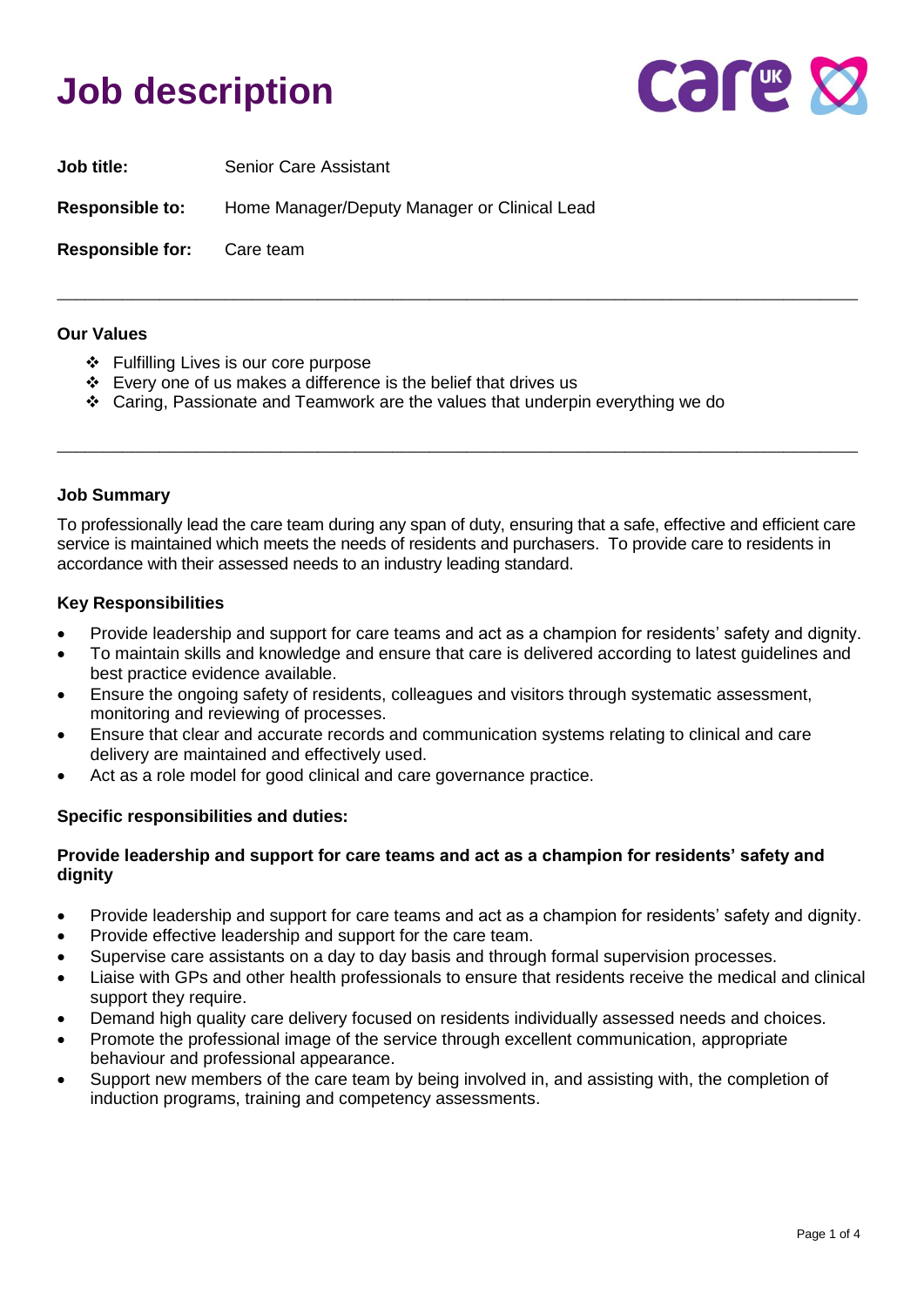# Job description

**Job title:** Senior Care Assistant

**Responsible to:** Home Manager/Deputy Manager or Clinical Lead

**Responsible for:** Care team

---

**Our Values**

- ❖ Fulfilling Lives is our core purpose
- ❖ Every one of us makes a difference is the belief that drives us
- ❖ Caring, Passionate and Teamwork are the values that underpin everything we do

---

**Job Summary**

To professionally lead the care team during any span of duty, ensuring that a safe, effective and efficient care service is maintained which meets the needs of residents and purchasers. To provide care to residents in accordance with their assessed needs to an industry leading standard.

**Key Responsibilities**

- Provide leadership and support for care teams and act as a champion for residents' safety and dignity.
- To maintain skills and knowledge and ensure that care is delivered according to latest guidelines and best practice evidence available.
- Ensure the ongoing safety of residents, colleagues and visitors through systematic assessment, monitoring and reviewing of processes.
- Ensure that clear and accurate records and communication systems relating to clinical and care delivery are maintained and effectively used.
- Act as a role model for good clinical and care governance practice.

**Specific responsibilities and duties:**

**Provide leadership and support for care teams and act as a champion for residents' safety and dignity**

- Provide leadership and support for care teams and act as a champion for residents' safety and dignity.
- Provide effective leadership and support for the care team.
- Supervise care assistants on a day to day basis and through formal supervision processes.
- Liaise with GPs and other health professionals to ensure that residents receive the medical and clinical support they require.
- Demand high quality care delivery focused on residents individually assessed needs and choices.
- Promote the professional image of the service through excellent communication, appropriate behaviour and professional appearance.
- Support new members of the care team by being involved in, and assisting with, the completion of induction programs, training and competency assessments.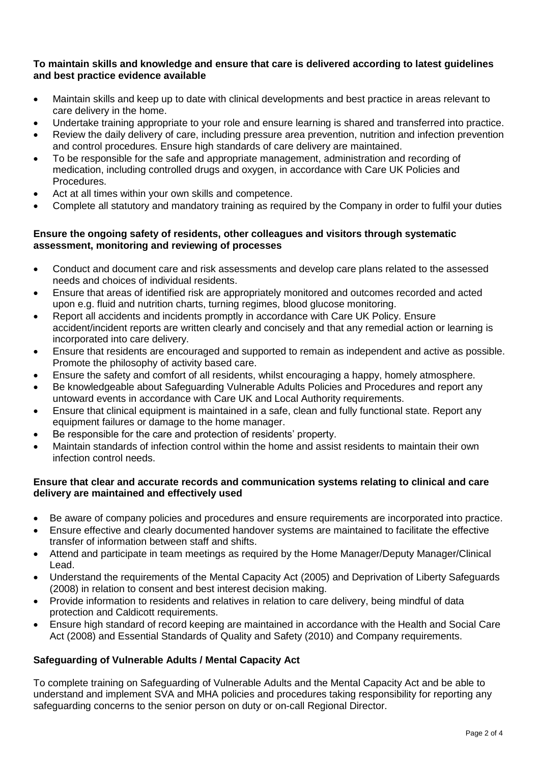**To maintain skills and knowledge and ensure that care is delivered according to latest guidelines and best practice evidence available**

- Maintain skills and keep up to date with clinical developments and best practice in areas relevant to care delivery in the home.
- Undertake training appropriate to your role and ensure learning is shared and transferred into practice.
- Review the daily delivery of care, including pressure area prevention, nutrition and infection prevention and control procedures. Ensure high standards of care delivery are maintained.
- To be responsible for the safe and appropriate management, administration and recording of medication, including controlled drugs and oxygen, in accordance with Care UK Policies and Procedures.
- Act at all times within your own skills and competence.
- Complete all statutory and mandatory training as required by the Company in order to fulfil your duties

**Ensure the ongoing safety of residents, other colleagues and visitors through systematic assessment, monitoring and reviewing of processes**

- Conduct and document care and risk assessments and develop care plans related to the assessed needs and choices of individual residents.
- Ensure that areas of identified risk are appropriately monitored and outcomes recorded and acted upon e.g. fluid and nutrition charts, turning regimes, blood glucose monitoring.
- Report all accidents and incidents promptly in accordance with Care UK Policy. Ensure accident/incident reports are written clearly and concisely and that any remedial action or learning is incorporated into care delivery.
- Ensure that residents are encouraged and supported to remain as independent and active as possible. Promote the philosophy of activity based care.
- Ensure the safety and comfort of all residents, whilst encouraging a happy, homely atmosphere.
- Be knowledgeable about Safeguarding Vulnerable Adults Policies and Procedures and report any untoward events in accordance with Care UK and Local Authority requirements.
- Ensure that clinical equipment is maintained in a safe, clean and fully functional state. Report any equipment failures or damage to the home manager.
- Be responsible for the care and protection of residents' property.
- Maintain standards of infection control within the home and assist residents to maintain their own infection control needs.

**Ensure that clear and accurate records and communication systems relating to clinical and care delivery are maintained and effectively used**

- Be aware of company policies and procedures and ensure requirements are incorporated into practice.
- Ensure effective and clearly documented handover systems are maintained to facilitate the effective transfer of information between staff and shifts.
- Attend and participate in team meetings as required by the Home Manager/Deputy Manager/Clinical Lead.
- Understand the requirements of the Mental Capacity Act (2005) and Deprivation of Liberty Safeguards (2008) in relation to consent and best interest decision making.
- Provide information to residents and relatives in relation to care delivery, being mindful of data protection and Caldicott requirements.
- Ensure high standard of record keeping are maintained in accordance with the Health and Social Care Act (2008) and Essential Standards of Quality and Safety (2010) and Company requirements.

**Safeguarding of Vulnerable Adults / Mental Capacity Act**

To complete training on Safeguarding of Vulnerable Adults and the Mental Capacity Act and be able to understand and implement SVA and MHA policies and procedures taking responsibility for reporting any safeguarding concerns to the senior person on duty or on-call Regional Director.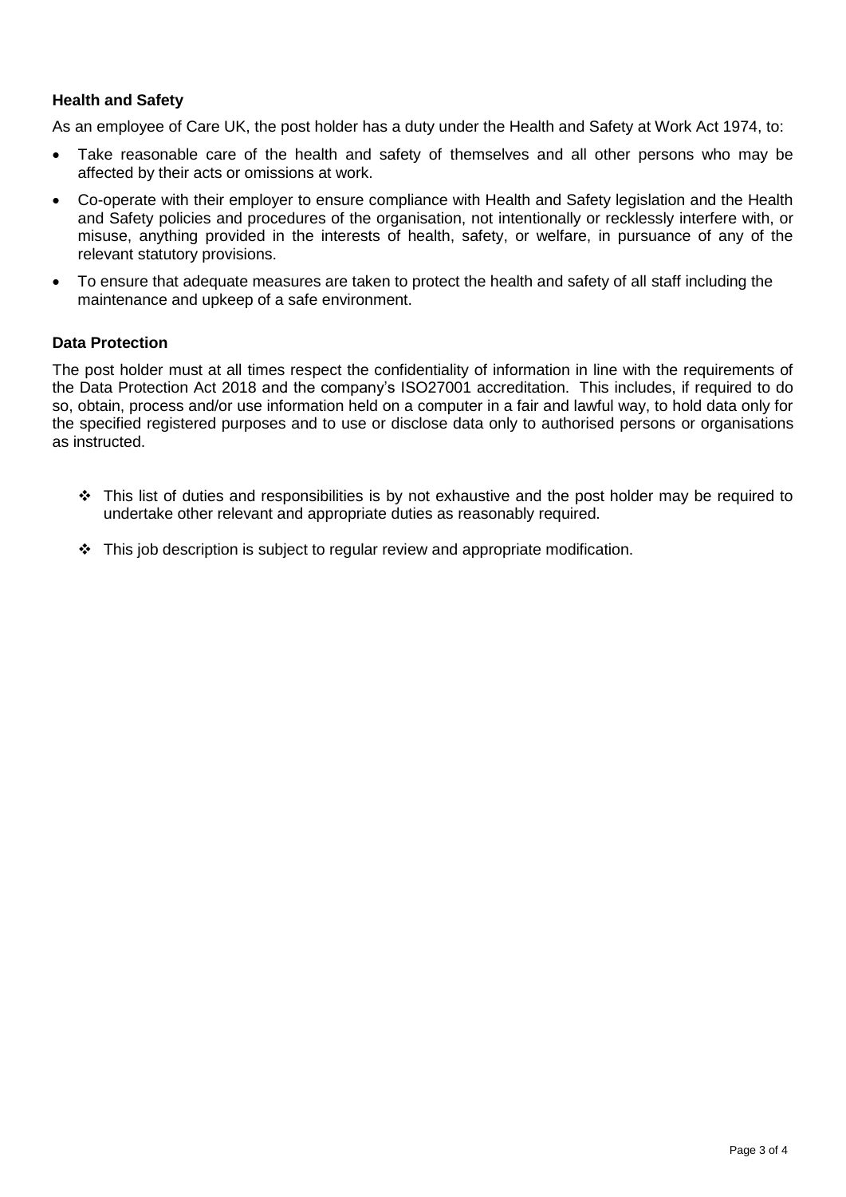**Health and Safety**

As an employee of Care UK, the post holder has a duty under the Health and Safety at Work Act 1974, to:

- Take reasonable care of the health and safety of themselves and all other persons who may be affected by their acts or omissions at work.
- Co-operate with their employer to ensure compliance with Health and Safety legislation and the Health and Safety policies and procedures of the organisation, not intentionally or recklessly interfere with, or misuse, anything provided in the interests of health, safety, or welfare, in pursuance of any of the relevant statutory provisions.
- To ensure that adequate measures are taken to protect the health and safety of all staff including the maintenance and upkeep of a safe environment.

**Data Protection**

The post holder must at all times respect the confidentiality of information in line with the requirements of the Data Protection Act 2018 and the company's ISO27001 accreditation. This includes, if required to do so, obtain, process and/or use information held on a computer in a fair and lawful way, to hold data only for the specified registered purposes and to use or disclose data only to authorised persons or organisations as instructed.

- ❖ This list of duties and responsibilities is by not exhaustive and the post holder may be required to undertake other relevant and appropriate duties as reasonably required.
- ❖ This job description is subject to regular review and appropriate modification.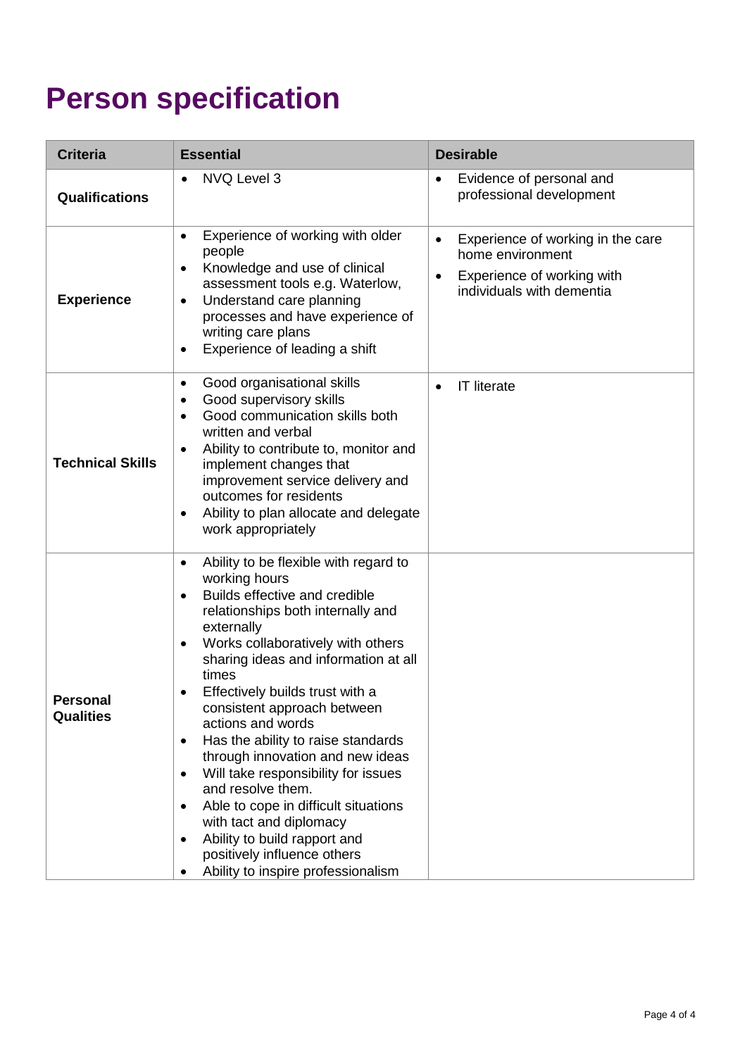# Person specification

| Criteria | Essential | Desirable |
|---|---|---|
| **Qualifications** | • NVQ Level 3 | • Evidence of personal and professional development |
| **Experience** | • Experience of working with older people<br>• Knowledge and use of clinical assessment tools e.g. Waterlow,<br>• Understand care planning processes and have experience of writing care plans<br>• Experience of leading a shift | • Experience of working in the care home environment<br>• Experience of working with individuals with dementia |
| **Technical Skills** | • Good organisational skills<br>• Good supervisory skills<br>• Good communication skills both written and verbal<br>• Ability to contribute to, monitor and implement changes that improvement service delivery and outcomes for residents<br>• Ability to plan allocate and delegate work appropriately | • IT literate |
| **Personal Qualities** | • Ability to be flexible with regard to working hours<br>• Builds effective and credible relationships both internally and externally<br>• Works collaboratively with others sharing ideas and information at all times<br>• Effectively builds trust with a consistent approach between actions and words<br>• Has the ability to raise standards through innovation and new ideas<br>• Will take responsibility for issues and resolve them.<br>• Able to cope in difficult situations with tact and diplomacy<br>• Ability to build rapport and positively influence others<br>• Ability to inspire professionalism | |